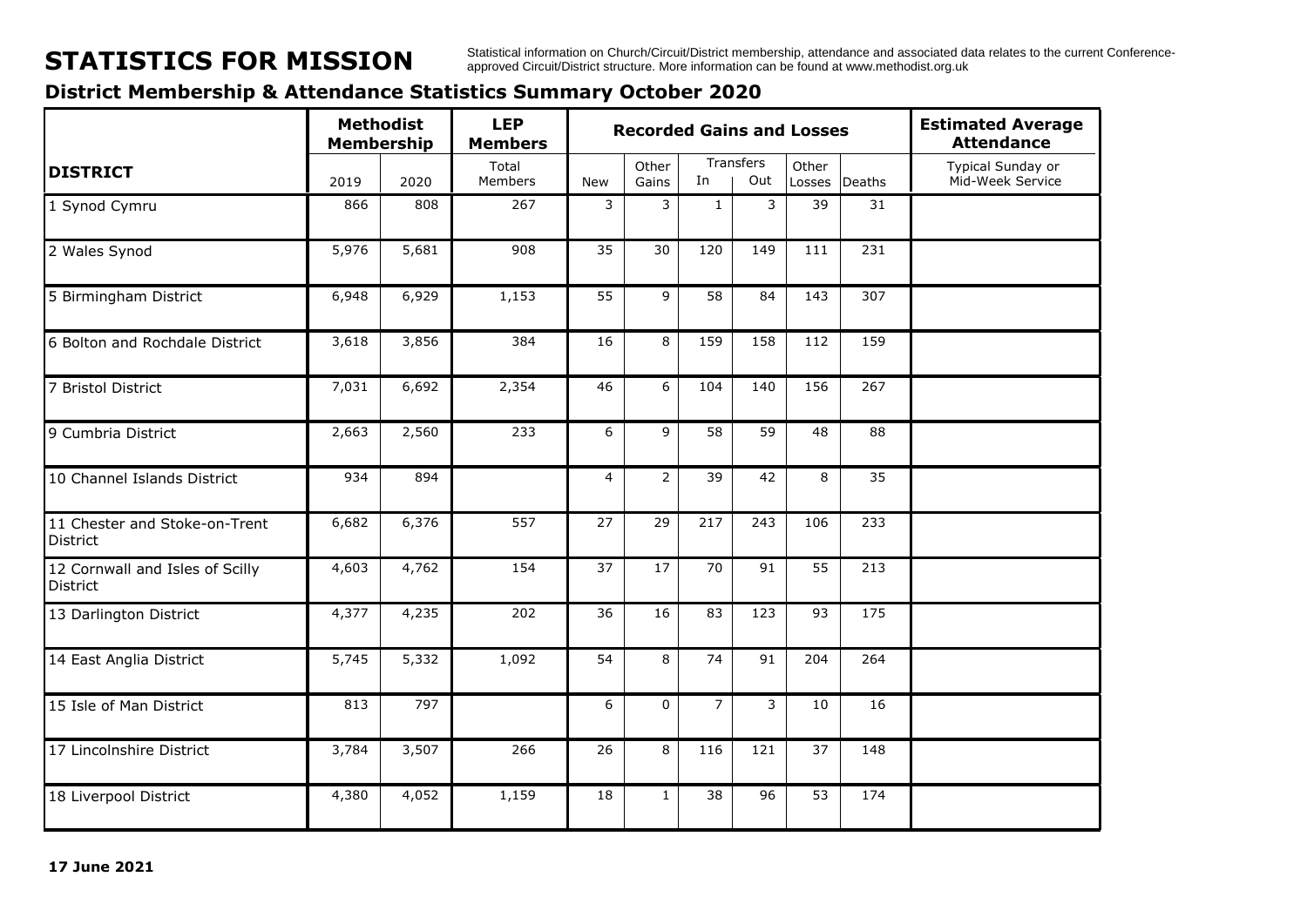# STATISTICS FOR MISSION

Statistical information on Church/Circuit/District membership, attendance and associated data relates to the current Conference-approved Circuit/District structure. More information can be found at www.methodist.org.uk

## District Membership & Attendance Statistics Summary October 2020

| | Methodist Membership | | LEP Members | Recorded Gains and Losses | | | | | | Estimated Average Attendance |
|---|---|---|---|---|---|---|---|---|---|---|
| DISTRICT | 2019 | 2020 | Total Members | New | Other Gains | Transfers In | Transfers Out | Other Losses | Deaths | Typical Sunday or Mid-Week Service |
| 1 Synod Cymru | 866 | 808 | 267 | 3 | 3 | 1 | 3 | 39 | 31 | |
| 2 Wales Synod | 5,976 | 5,681 | 908 | 35 | 30 | 120 | 149 | 111 | 231 | |
| 5 Birmingham District | 6,948 | 6,929 | 1,153 | 55 | 9 | 58 | 84 | 143 | 307 | |
| 6 Bolton and Rochdale District | 3,618 | 3,856 | 384 | 16 | 8 | 159 | 158 | 112 | 159 | |
| 7 Bristol District | 7,031 | 6,692 | 2,354 | 46 | 6 | 104 | 140 | 156 | 267 | |
| 9 Cumbria District | 2,663 | 2,560 | 233 | 6 | 9 | 58 | 59 | 48 | 88 | |
| 10 Channel Islands District | 934 | 894 | | 4 | 2 | 39 | 42 | 8 | 35 | |
| 11 Chester and Stoke-on-Trent District | 6,682 | 6,376 | 557 | 27 | 29 | 217 | 243 | 106 | 233 | |
| 12 Cornwall and Isles of Scilly District | 4,603 | 4,762 | 154 | 37 | 17 | 70 | 91 | 55 | 213 | |
| 13 Darlington District | 4,377 | 4,235 | 202 | 36 | 16 | 83 | 123 | 93 | 175 | |
| 14 East Anglia District | 5,745 | 5,332 | 1,092 | 54 | 8 | 74 | 91 | 204 | 264 | |
| 15 Isle of Man District | 813 | 797 | | 6 | 0 | 7 | 3 | 10 | 16 | |
| 17 Lincolnshire District | 3,784 | 3,507 | 266 | 26 | 8 | 116 | 121 | 37 | 148 | |
| 18 Liverpool District | 4,380 | 4,052 | 1,159 | 18 | 1 | 38 | 96 | 53 | 174 | |

**17 June 2021**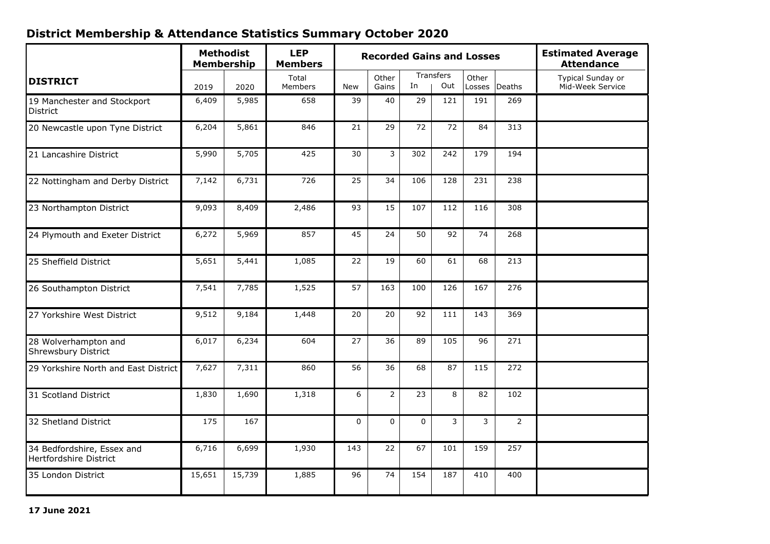## District Membership & Attendance Statistics Summary October 2020

| DISTRICT | Methodist Membership | | LEP Members | Recorded Gains and Losses | | | | | | Estimated Average Attendance |
|---|---|---|---|---|---|---|---|---|---|---|
| | 2019 | 2020 | Total Members | New | Other Gains | Transfers In | Transfers Out | Other Losses | Deaths | Typical Sunday or Mid-Week Service |
| 19 Manchester and Stockport District | 6,409 | 5,985 | 658 | 39 | 40 | 29 | 121 | 191 | 269 | |
| 20 Newcastle upon Tyne District | 6,204 | 5,861 | 846 | 21 | 29 | 72 | 72 | 84 | 313 | |
| 21 Lancashire District | 5,990 | 5,705 | 425 | 30 | 3 | 302 | 242 | 179 | 194 | |
| 22 Nottingham and Derby District | 7,142 | 6,731 | 726 | 25 | 34 | 106 | 128 | 231 | 238 | |
| 23 Northampton District | 9,093 | 8,409 | 2,486 | 93 | 15 | 107 | 112 | 116 | 308 | |
| 24 Plymouth and Exeter District | 6,272 | 5,969 | 857 | 45 | 24 | 50 | 92 | 74 | 268 | |
| 25 Sheffield District | 5,651 | 5,441 | 1,085 | 22 | 19 | 60 | 61 | 68 | 213 | |
| 26 Southampton District | 7,541 | 7,785 | 1,525 | 57 | 163 | 100 | 126 | 167 | 276 | |
| 27 Yorkshire West District | 9,512 | 9,184 | 1,448 | 20 | 20 | 92 | 111 | 143 | 369 | |
| 28 Wolverhampton and Shrewsbury District | 6,017 | 6,234 | 604 | 27 | 36 | 89 | 105 | 96 | 271 | |
| 29 Yorkshire North and East District | 7,627 | 7,311 | 860 | 56 | 36 | 68 | 87 | 115 | 272 | |
| 31 Scotland District | 1,830 | 1,690 | 1,318 | 6 | 2 | 23 | 8 | 82 | 102 | |
| 32 Shetland District | 175 | 167 | | 0 | 0 | 0 | 3 | 3 | 2 | |
| 34 Bedfordshire, Essex and Hertfordshire District | 6,716 | 6,699 | 1,930 | 143 | 22 | 67 | 101 | 159 | 257 | |
| 35 London District | 15,651 | 15,739 | 1,885 | 96 | 74 | 154 | 187 | 410 | 400 | |

**17 June 2021**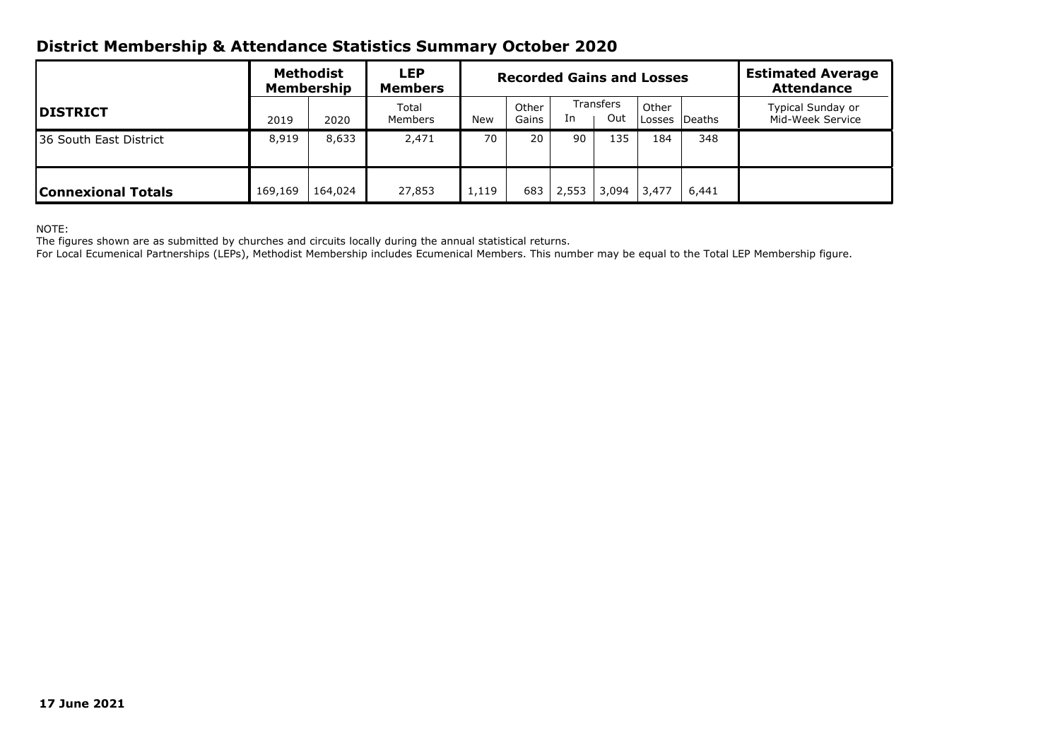## District Membership & Attendance Statistics Summary October 2020

| DISTRICT | Methodist Membership | | LEP Members | Recorded Gains and Losses | | | | | | Estimated Average Attendance |
|---|---|---|---|---|---|---|---|---|---|---|
| | | | | | | Transfers | | | | |
| | 2019 | 2020 | Total Members | New | Other Gains | In | Out | Other Losses | Deaths | Typical Sunday or Mid-Week Service |
| 36 South East District | 8,919 | 8,633 | 2,471 | 70 | 20 | 90 | 135 | 184 | 348 | |
| **Connexional Totals** | 169,169 | 164,024 | 27,853 | 1,119 | 683 | 2,553 | 3,094 | 3,477 | 6,441 | |

NOTE:
The figures shown are as submitted by churches and circuits locally during the annual statistical returns.
For Local Ecumenical Partnerships (LEPs), Methodist Membership includes Ecumenical Members. This number may be equal to the Total LEP Membership figure.

**17 June 2021**